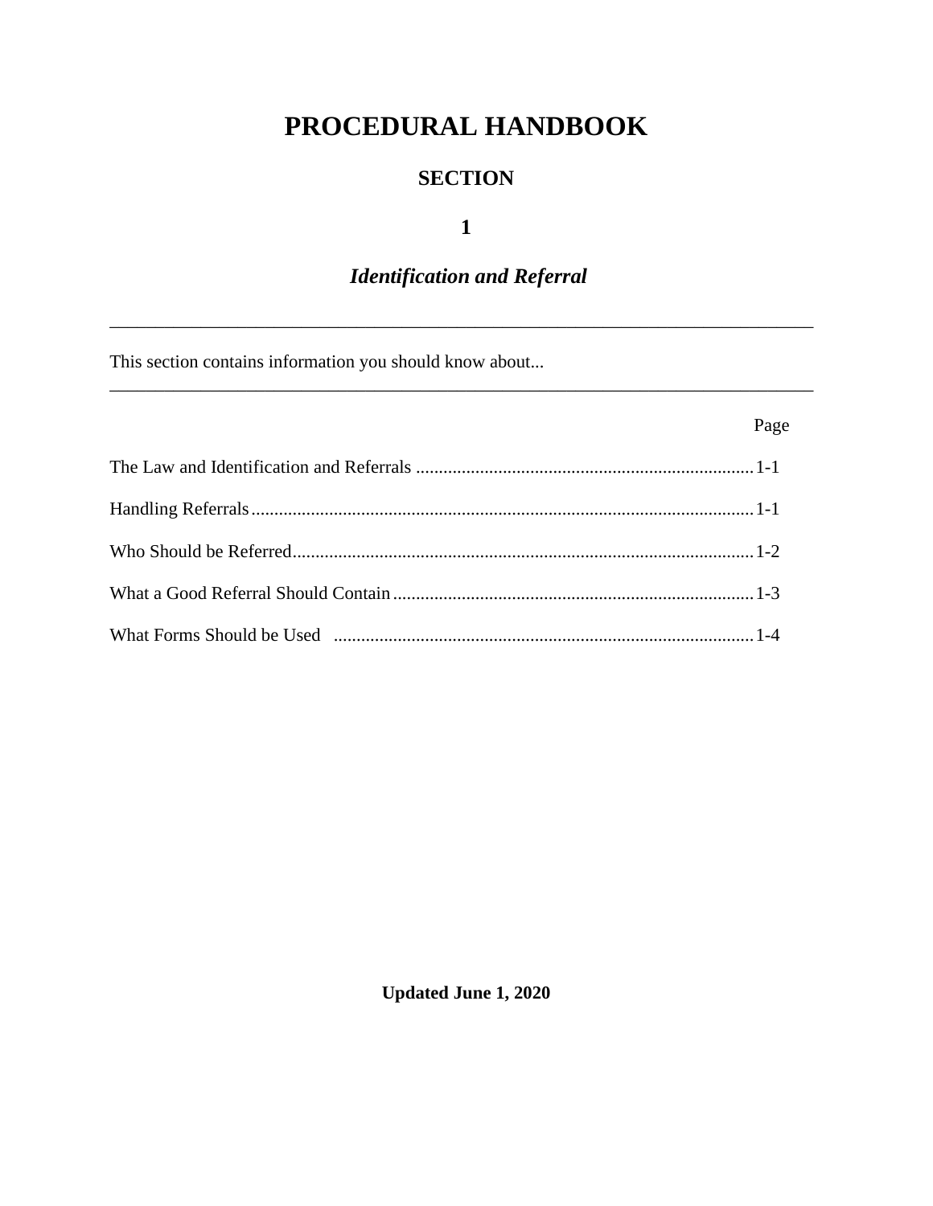# PROCEDURAL HANDBOOK

## SECTION

## 1

## *Identification and Referral*

---

This section contains information you should know about...

---

| | Page |
|---|---|
| The Law and Identification and Referrals | 1-1 |
| Handling Referrals | 1-1 |
| Who Should be Referred | 1-2 |
| What a Good Referral Should Contain | 1-3 |
| What Forms Should be Used | 1-4 |

**Updated June 1, 2020**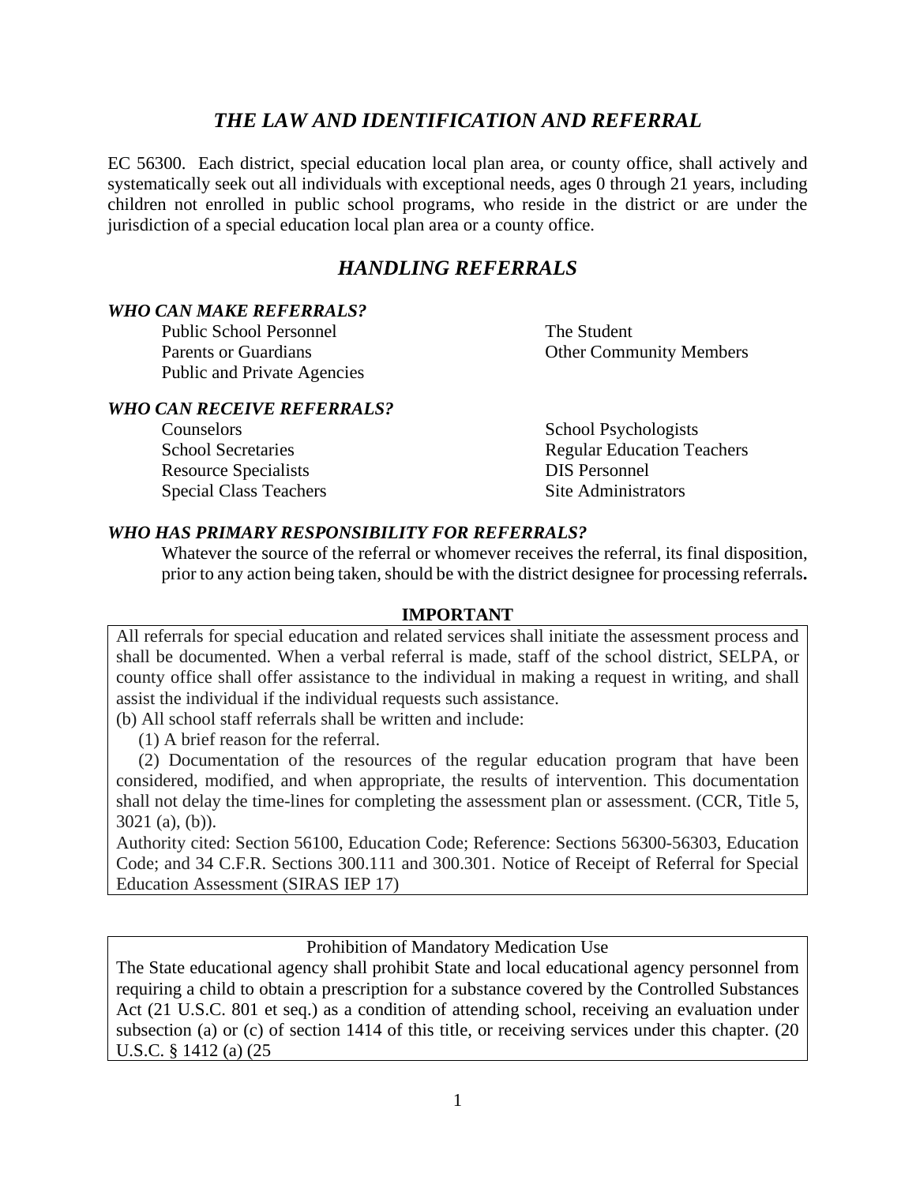## *THE LAW AND IDENTIFICATION AND REFERRAL*

EC 56300. Each district, special education local plan area, or county office, shall actively and systematically seek out all individuals with exceptional needs, ages 0 through 21 years, including children not enrolled in public school programs, who reside in the district or are under the jurisdiction of a special education local plan area or a county office.

## *HANDLING REFERRALS*

### *WHO CAN MAKE REFERRALS?*

- Public School Personnel
- Parents or Guardians
- Public and Private Agencies
- The Student
- Other Community Members

### *WHO CAN RECEIVE REFERRALS?*

- Counselors
- School Secretaries
- Resource Specialists
- Special Class Teachers
- School Psychologists
- Regular Education Teachers
- DIS Personnel
- Site Administrators

### *WHO HAS PRIMARY RESPONSIBILITY FOR REFERRALS?*

Whatever the source of the referral or whomever receives the referral, its final disposition, prior to any action being taken, should be with the district designee for processing referrals**.**

**IMPORTANT**

All referrals for special education and related services shall initiate the assessment process and shall be documented. When a verbal referral is made, staff of the school district, SELPA, or county office shall offer assistance to the individual in making a request in writing, and shall assist the individual if the individual requests such assistance.

(b) All school staff referrals shall be written and include:

(1) A brief reason for the referral.

(2) Documentation of the resources of the regular education program that have been considered, modified, and when appropriate, the results of intervention. This documentation shall not delay the time-lines for completing the assessment plan or assessment. (CCR, Title 5, 3021 (a), (b)).

Authority cited: Section 56100, Education Code; Reference: Sections 56300-56303, Education Code; and 34 C.F.R. Sections 300.111 and 300.301. Notice of Receipt of Referral for Special Education Assessment (SIRAS IEP 17)

Prohibition of Mandatory Medication Use

The State educational agency shall prohibit State and local educational agency personnel from requiring a child to obtain a prescription for a substance covered by the Controlled Substances Act (21 U.S.C. 801 et seq.) as a condition of attending school, receiving an evaluation under subsection (a) or (c) of section 1414 of this title, or receiving services under this chapter. (20 U.S.C. § 1412 (a) (25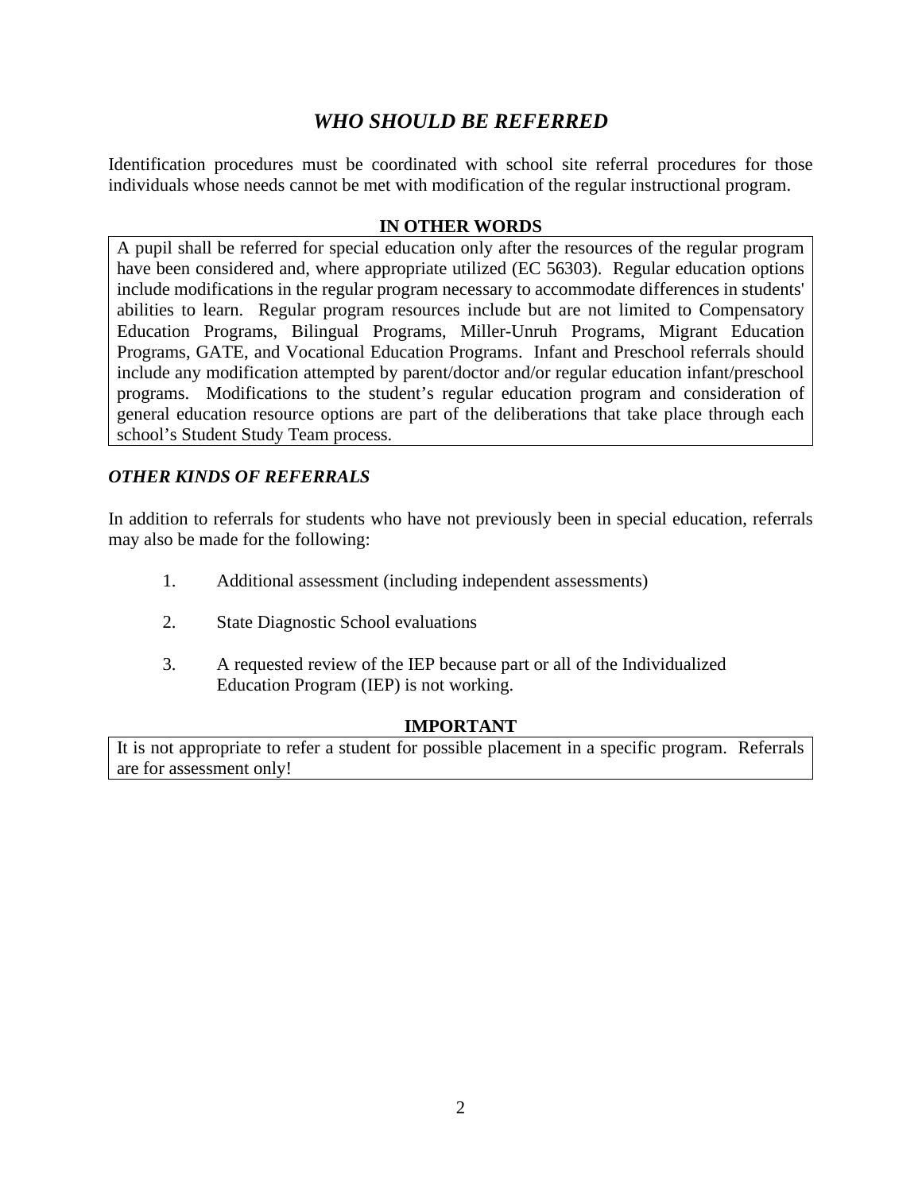## *WHO SHOULD BE REFERRED*

Identification procedures must be coordinated with school site referral procedures for those individuals whose needs cannot be met with modification of the regular instructional program.

**IN OTHER WORDS**

A pupil shall be referred for special education only after the resources of the regular program have been considered and, where appropriate utilized (EC 56303). Regular education options include modifications in the regular program necessary to accommodate differences in students' abilities to learn. Regular program resources include but are not limited to Compensatory Education Programs, Bilingual Programs, Miller-Unruh Programs, Migrant Education Programs, GATE, and Vocational Education Programs. Infant and Preschool referrals should include any modification attempted by parent/doctor and/or regular education infant/preschool programs. Modifications to the student's regular education program and consideration of general education resource options are part of the deliberations that take place through each school's Student Study Team process.

### *OTHER KINDS OF REFERRALS*

In addition to referrals for students who have not previously been in special education, referrals may also be made for the following:

1. Additional assessment (including independent assessments)

2. State Diagnostic School evaluations

3. A requested review of the IEP because part or all of the Individualized Education Program (IEP) is not working.

**IMPORTANT**

It is not appropriate to refer a student for possible placement in a specific program. Referrals are for assessment only!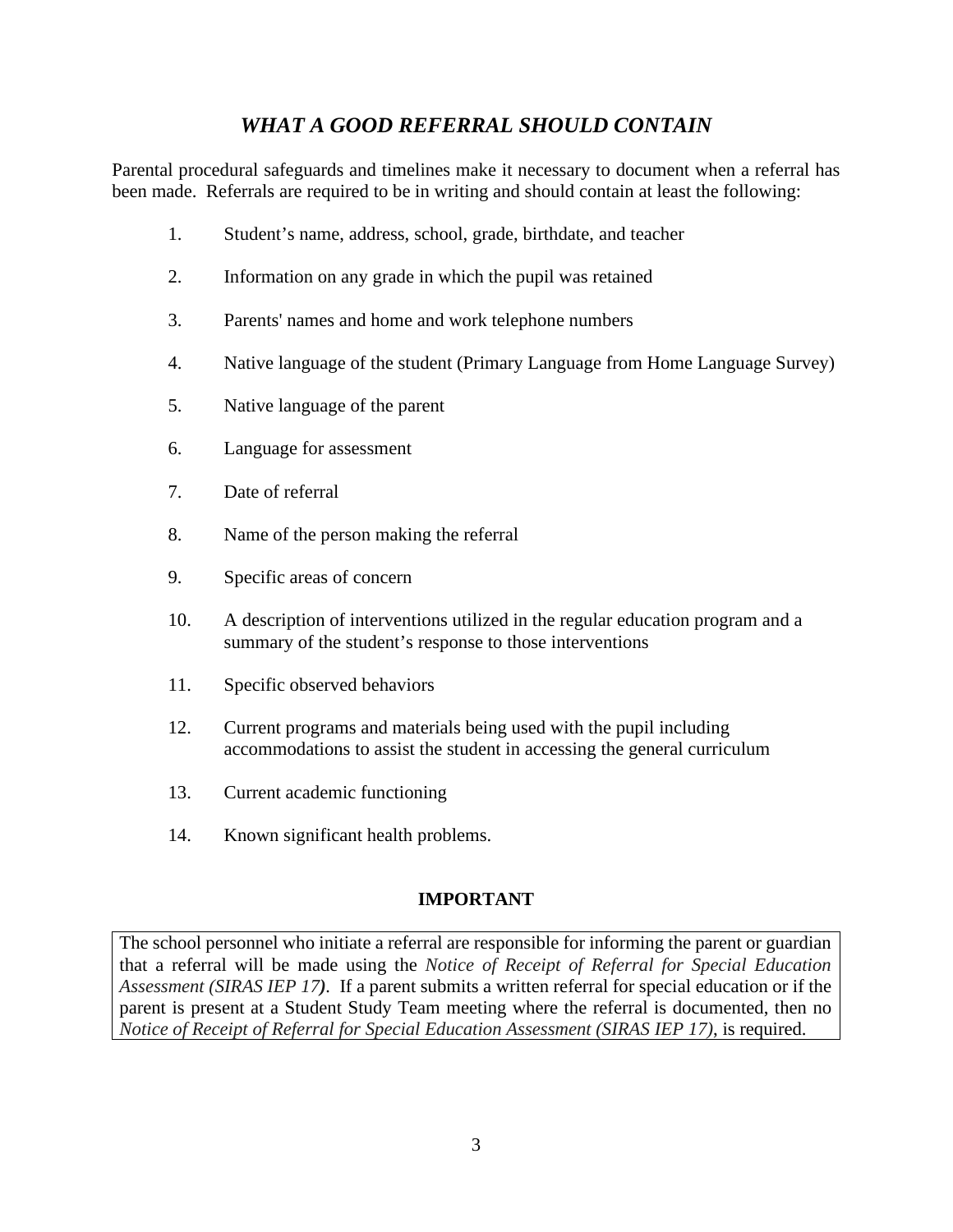## *WHAT A GOOD REFERRAL SHOULD CONTAIN*

Parental procedural safeguards and timelines make it necessary to document when a referral has been made. Referrals are required to be in writing and should contain at least the following:

1. Student's name, address, school, grade, birthdate, and teacher
2. Information on any grade in which the pupil was retained
3. Parents' names and home and work telephone numbers
4. Native language of the student (Primary Language from Home Language Survey)
5. Native language of the parent
6. Language for assessment
7. Date of referral
8. Name of the person making the referral
9. Specific areas of concern
10. A description of interventions utilized in the regular education program and a summary of the student's response to those interventions
11. Specific observed behaviors
12. Current programs and materials being used with the pupil including accommodations to assist the student in accessing the general curriculum
13. Current academic functioning
14. Known significant health problems.

**IMPORTANT**

The school personnel who initiate a referral are responsible for informing the parent or guardian that a referral will be made using the *Notice of Receipt of Referral for Special Education Assessment (SIRAS IEP 17)*. If a parent submits a written referral for special education or if the parent is present at a Student Study Team meeting where the referral is documented, then no *Notice of Receipt of Referral for Special Education Assessment (SIRAS IEP 17)*, is required.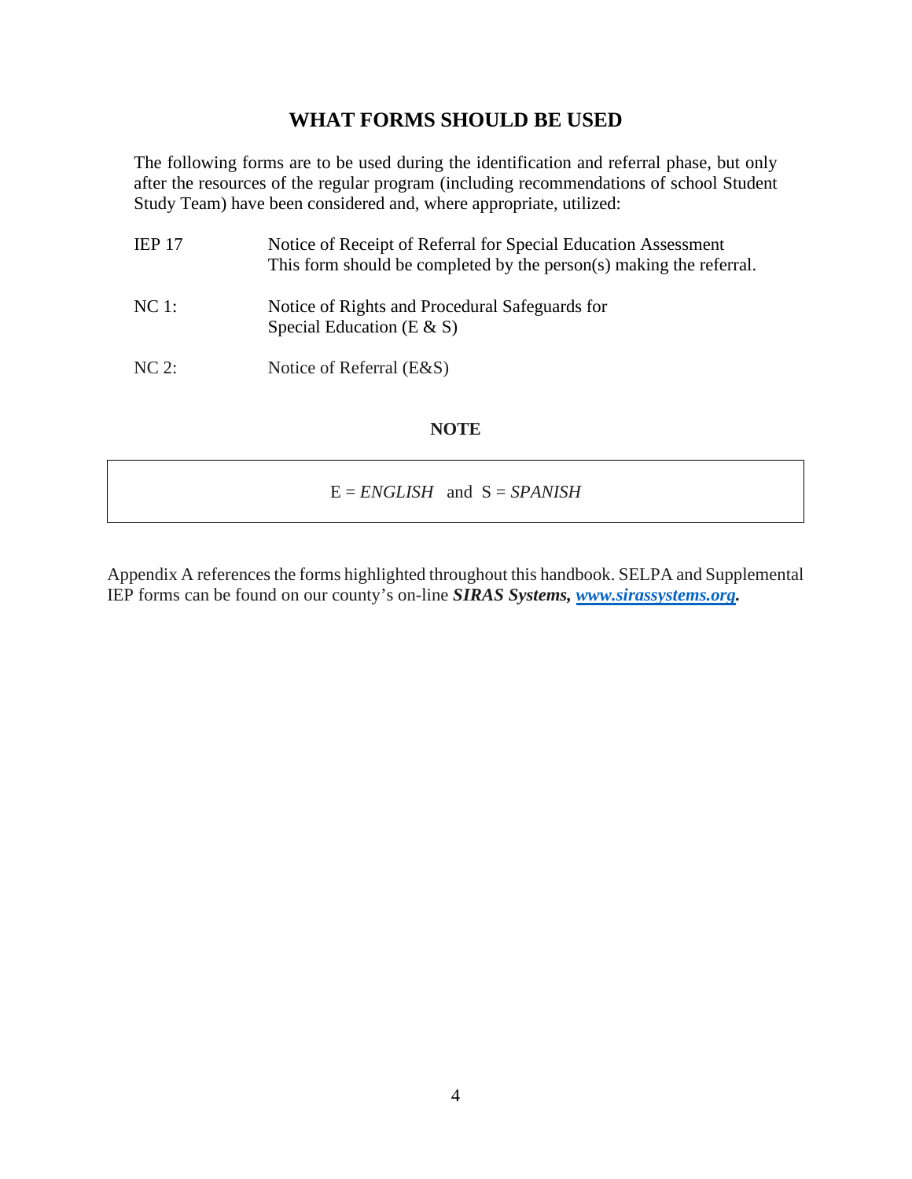## WHAT FORMS SHOULD BE USED

The following forms are to be used during the identification and referral phase, but only after the resources of the regular program (including recommendations of school Student Study Team) have been considered and, where appropriate, utilized:

| | |
|---|---|
| IEP 17 | Notice of Receipt of Referral for Special Education Assessment<br>This form should be completed by the person(s) making the referral. |
| NC 1: | Notice of Rights and Procedural Safeguards for Special Education (E & S) |
| NC 2: | Notice of Referral (E&S) |

**NOTE**

E = *ENGLISH* and S = *SPANISH*

Appendix A references the forms highlighted throughout this handbook. SELPA and Supplemental IEP forms can be found on our county's on-line ***SIRAS Systems, [www.sirassystems.org](http://www.sirassystems.org).***